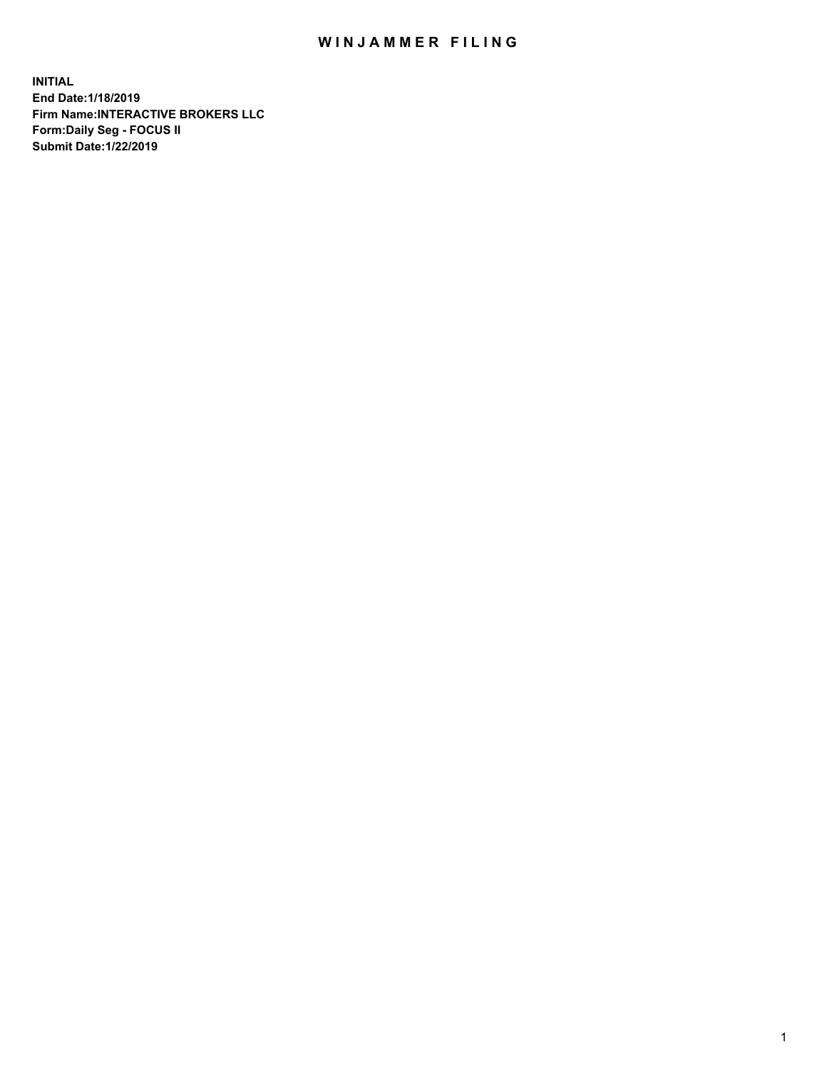# WINJAMMER FILING

**INITIAL**
**End Date:1/18/2019**
**Firm Name:INTERACTIVE BROKERS LLC**
**Form:Daily Seg - FOCUS II**
**Submit Date:1/22/2019**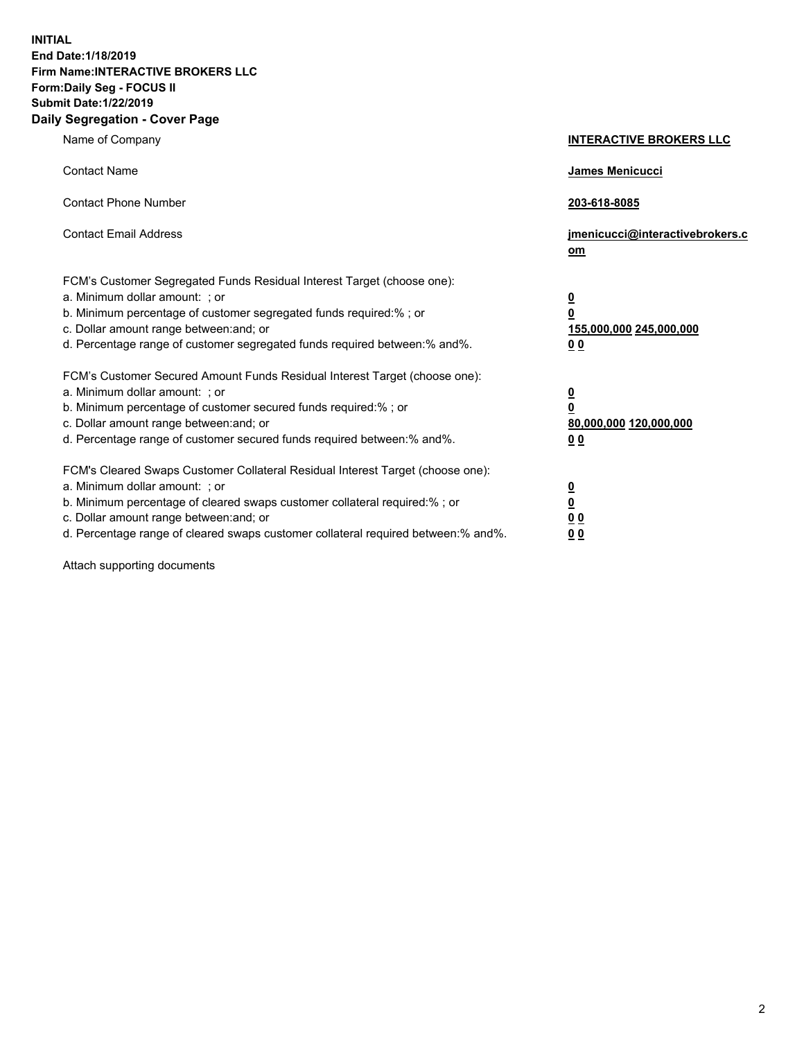**INITIAL**
**End Date:1/18/2019**
**Firm Name:INTERACTIVE BROKERS LLC**
**Form:Daily Seg - FOCUS II**
**Submit Date:1/22/2019**

## Daily Segregation - Cover Page

| | |
|---|---|
| Name of Company | **INTERACTIVE BROKERS LLC** |
| Contact Name | **James Menicucci** |
| Contact Phone Number | **203-618-8085** |
| Contact Email Address | **jmenicucci@interactivebrokers.com** |

FCM's Customer Segregated Funds Residual Interest Target (choose one):

| | |
|---|---|
| a. Minimum dollar amount: ; or | **0** |
| b. Minimum percentage of customer segregated funds required:% ; or | **0** |
| c. Dollar amount range between:and; or | **155,000,000 245,000,000** |
| d. Percentage range of customer segregated funds required between:% and%. | **0 0** |

FCM's Customer Secured Amount Funds Residual Interest Target (choose one):

| | |
|---|---|
| a. Minimum dollar amount: ; or | **0** |
| b. Minimum percentage of customer secured funds required:% ; or | **0** |
| c. Dollar amount range between:and; or | **80,000,000 120,000,000** |
| d. Percentage range of customer secured funds required between:% and%. | **0 0** |

FCM's Cleared Swaps Customer Collateral Residual Interest Target (choose one):

| | |
|---|---|
| a. Minimum dollar amount: ; or | **0** |
| b. Minimum percentage of cleared swaps customer collateral required:% ; or | **0** |
| c. Dollar amount range between:and; or | **0 0** |
| d. Percentage range of cleared swaps customer collateral required between:% and%. | **0 0** |

Attach supporting documents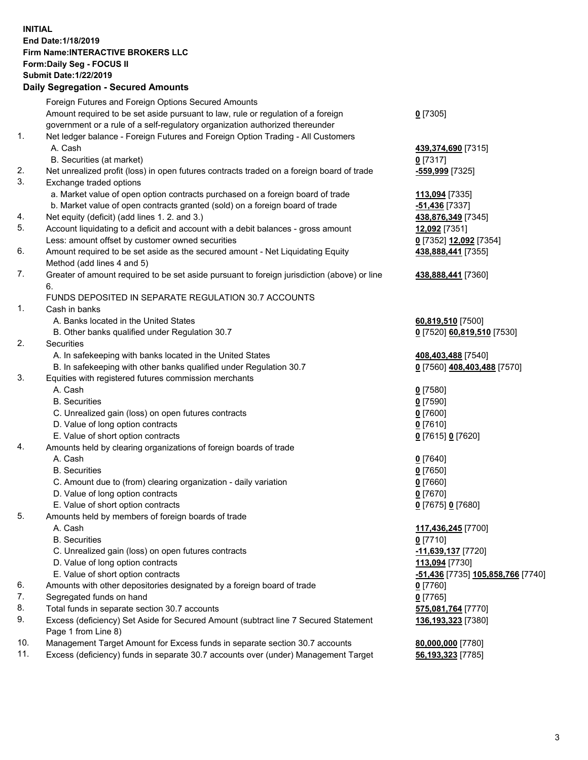**INITIAL**
**End Date:1/18/2019**
**Firm Name:INTERACTIVE BROKERS LLC**
**Form:Daily Seg - FOCUS II**
**Submit Date:1/22/2019**

## Daily Segregation - Secured Amounts

| | | |
|---|---|---|
| | Foreign Futures and Foreign Options Secured Amounts | |
| | Amount required to be set aside pursuant to law, rule or regulation of a foreign government or a rule of a self-regulatory organization authorized thereunder | **0** [7305] |
| 1. | Net ledger balance - Foreign Futures and Foreign Option Trading - All Customers | |
| | A. Cash | **439,374,690** [7315] |
| | B. Securities (at market) | **0** [7317] |
| 2. | Net unrealized profit (loss) in open futures contracts traded on a foreign board of trade | **-559,999** [7325] |
| 3. | Exchange traded options | |
| | a. Market value of open option contracts purchased on a foreign board of trade | **113,094** [7335] |
| | b. Market value of open contracts granted (sold) on a foreign board of trade | **-51,436** [7337] |
| 4. | Net equity (deficit) (add lines 1. 2. and 3.) | **438,876,349** [7345] |
| 5. | Account liquidating to a deficit and account with a debit balances - gross amount | **12,092** [7351] |
| | Less: amount offset by customer owned securities | **0** [7352] **12,092** [7354] |
| 6. | Amount required to be set aside as the secured amount - Net Liquidating Equity Method (add lines 4 and 5) | **438,888,441** [7355] |
| 7. | Greater of amount required to be set aside pursuant to foreign jurisdiction (above) or line 6. | **438,888,441** [7360] |
| | FUNDS DEPOSITED IN SEPARATE REGULATION 30.7 ACCOUNTS | |
| 1. | Cash in banks | |
| | A. Banks located in the United States | **60,819,510** [7500] |
| | B. Other banks qualified under Regulation 30.7 | **0** [7520] **60,819,510** [7530] |
| 2. | Securities | |
| | A. In safekeeping with banks located in the United States | **408,403,488** [7540] |
| | B. In safekeeping with other banks qualified under Regulation 30.7 | **0** [7560] **408,403,488** [7570] |
| 3. | Equities with registered futures commission merchants | |
| | A. Cash | **0** [7580] |
| | B. Securities | **0** [7590] |
| | C. Unrealized gain (loss) on open futures contracts | **0** [7600] |
| | D. Value of long option contracts | **0** [7610] |
| | E. Value of short option contracts | **0** [7615] **0** [7620] |
| 4. | Amounts held by clearing organizations of foreign boards of trade | |
| | A. Cash | **0** [7640] |
| | B. Securities | **0** [7650] |
| | C. Amount due to (from) clearing organization - daily variation | **0** [7660] |
| | D. Value of long option contracts | **0** [7670] |
| | E. Value of short option contracts | **0** [7675] **0** [7680] |
| 5. | Amounts held by members of foreign boards of trade | |
| | A. Cash | **117,436,245** [7700] |
| | B. Securities | **0** [7710] |
| | C. Unrealized gain (loss) on open futures contracts | **-11,639,137** [7720] |
| | D. Value of long option contracts | **113,094** [7730] |
| | E. Value of short option contracts | **-51,436** [7735] **105,858,766** [7740] |
| 6. | Amounts with other depositories designated by a foreign board of trade | **0** [7760] |
| 7. | Segregated funds on hand | **0** [7765] |
| 8. | Total funds in separate section 30.7 accounts | **575,081,764** [7770] |
| 9. | Excess (deficiency) Set Aside for Secured Amount (subtract line 7 Secured Statement Page 1 from Line 8) | **136,193,323** [7380] |
| 10. | Management Target Amount for Excess funds in separate section 30.7 accounts | **80,000,000** [7780] |
| 11. | Excess (deficiency) funds in separate 30.7 accounts over (under) Management Target | **56,193,323** [7785] |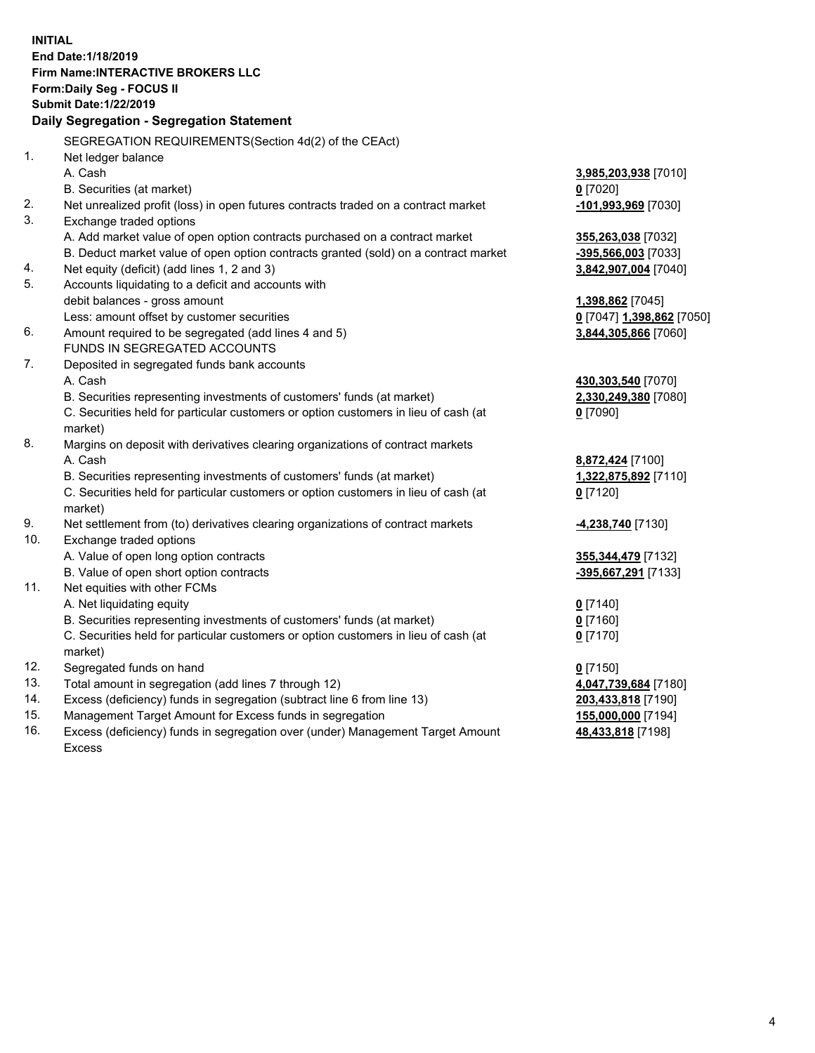**INITIAL**
**End Date:1/18/2019**
**Firm Name:INTERACTIVE BROKERS LLC**
**Form:Daily Seg - FOCUS II**
**Submit Date:1/22/2019**

**Daily Segregation - Segregation Statement**

| | | |
|---|---|---|
| | SEGREGATION REQUIREMENTS(Section 4d(2) of the CEAct) | |
| 1. | Net ledger balance | |
| | A. Cash | **3,985,203,938** [7010] |
| | B. Securities (at market) | **0** [7020] |
| 2. | Net unrealized profit (loss) in open futures contracts traded on a contract market | **-101,993,969** [7030] |
| 3. | Exchange traded options | |
| | A. Add market value of open option contracts purchased on a contract market | **355,263,038** [7032] |
| | B. Deduct market value of open option contracts granted (sold) on a contract market | **-395,566,003** [7033] |
| 4. | Net equity (deficit) (add lines 1, 2 and 3) | **3,842,907,004** [7040] |
| 5. | Accounts liquidating to a deficit and accounts with debit balances - gross amount | **1,398,862** [7045] |
| | Less: amount offset by customer securities | **0** [7047] **1,398,862** [7050] |
| 6. | Amount required to be segregated (add lines 4 and 5) | **3,844,305,866** [7060] |
| | FUNDS IN SEGREGATED ACCOUNTS | |
| 7. | Deposited in segregated funds bank accounts | |
| | A. Cash | **430,303,540** [7070] |
| | B. Securities representing investments of customers' funds (at market) | **2,330,249,380** [7080] |
| | C. Securities held for particular customers or option customers in lieu of cash (at market) | **0** [7090] |
| 8. | Margins on deposit with derivatives clearing organizations of contract markets | |
| | A. Cash | **8,872,424** [7100] |
| | B. Securities representing investments of customers' funds (at market) | **1,322,875,892** [7110] |
| | C. Securities held for particular customers or option customers in lieu of cash (at market) | **0** [7120] |
| 9. | Net settlement from (to) derivatives clearing organizations of contract markets | **-4,238,740** [7130] |
| 10. | Exchange traded options | |
| | A. Value of open long option contracts | **355,344,479** [7132] |
| | B. Value of open short option contracts | **-395,667,291** [7133] |
| 11. | Net equities with other FCMs | |
| | A. Net liquidating equity | **0** [7140] |
| | B. Securities representing investments of customers' funds (at market) | **0** [7160] |
| | C. Securities held for particular customers or option customers in lieu of cash (at market) | **0** [7170] |
| 12. | Segregated funds on hand | **0** [7150] |
| 13. | Total amount in segregation (add lines 7 through 12) | **4,047,739,684** [7180] |
| 14. | Excess (deficiency) funds in segregation (subtract line 6 from line 13) | **203,433,818** [7190] |
| 15. | Management Target Amount for Excess funds in segregation | **155,000,000** [7194] |
| 16. | Excess (deficiency) funds in segregation over (under) Management Target Amount Excess | **48,433,818** [7198] |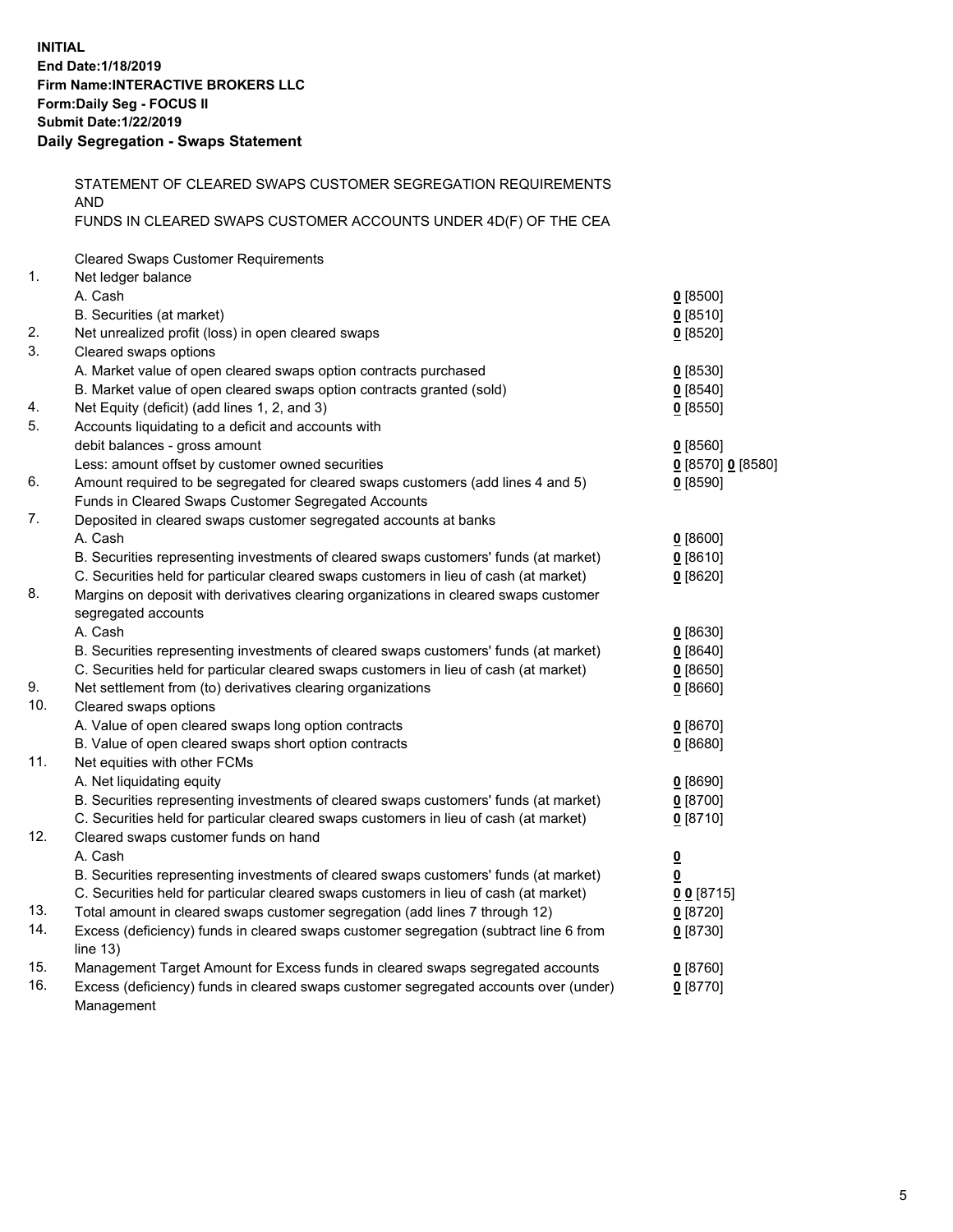**INITIAL**
**End Date:1/18/2019**
**Firm Name:INTERACTIVE BROKERS LLC**
**Form:Daily Seg - FOCUS II**
**Submit Date:1/22/2019**
**Daily Segregation - Swaps Statement**

STATEMENT OF CLEARED SWAPS CUSTOMER SEGREGATION REQUIREMENTS AND FUNDS IN CLEARED SWAPS CUSTOMER ACCOUNTS UNDER 4D(F) OF THE CEA

| | | |
|---|---|---|
| | Cleared Swaps Customer Requirements | |
| 1. | Net ledger balance | |
| | A. Cash | 0 [8500] |
| | B. Securities (at market) | 0 [8510] |
| 2. | Net unrealized profit (loss) in open cleared swaps | 0 [8520] |
| 3. | Cleared swaps options | |
| | A. Market value of open cleared swaps option contracts purchased | 0 [8530] |
| | B. Market value of open cleared swaps option contracts granted (sold) | 0 [8540] |
| 4. | Net Equity (deficit) (add lines 1, 2, and 3) | 0 [8550] |
| 5. | Accounts liquidating to a deficit and accounts with debit balances - gross amount | 0 [8560] |
| | Less: amount offset by customer owned securities | 0 [8570] 0 [8580] |
| 6. | Amount required to be segregated for cleared swaps customers (add lines 4 and 5) | 0 [8590] |
| | Funds in Cleared Swaps Customer Segregated Accounts | |
| 7. | Deposited in cleared swaps customer segregated accounts at banks | |
| | A. Cash | 0 [8600] |
| | B. Securities representing investments of cleared swaps customers' funds (at market) | 0 [8610] |
| | C. Securities held for particular cleared swaps customers in lieu of cash (at market) | 0 [8620] |
| 8. | Margins on deposit with derivatives clearing organizations in cleared swaps customer segregated accounts | |
| | A. Cash | 0 [8630] |
| | B. Securities representing investments of cleared swaps customers' funds (at market) | 0 [8640] |
| | C. Securities held for particular cleared swaps customers in lieu of cash (at market) | 0 [8650] |
| 9. | Net settlement from (to) derivatives clearing organizations | 0 [8660] |
| 10. | Cleared swaps options | |
| | A. Value of open cleared swaps long option contracts | 0 [8670] |
| | B. Value of open cleared swaps short option contracts | 0 [8680] |
| 11. | Net equities with other FCMs | |
| | A. Net liquidating equity | 0 [8690] |
| | B. Securities representing investments of cleared swaps customers' funds (at market) | 0 [8700] |
| | C. Securities held for particular cleared swaps customers in lieu of cash (at market) | 0 [8710] |
| 12. | Cleared swaps customer funds on hand | |
| | A. Cash | 0 |
| | B. Securities representing investments of cleared swaps customers' funds (at market) | 0 |
| | C. Securities held for particular cleared swaps customers in lieu of cash (at market) | 0 0 [8715] |
| 13. | Total amount in cleared swaps customer segregation (add lines 7 through 12) | 0 [8720] |
| 14. | Excess (deficiency) funds in cleared swaps customer segregation (subtract line 6 from line 13) | 0 [8730] |
| 15. | Management Target Amount for Excess funds in cleared swaps segregated accounts | 0 [8760] |
| 16. | Excess (deficiency) funds in cleared swaps customer segregated accounts over (under) Management | 0 [8770] |